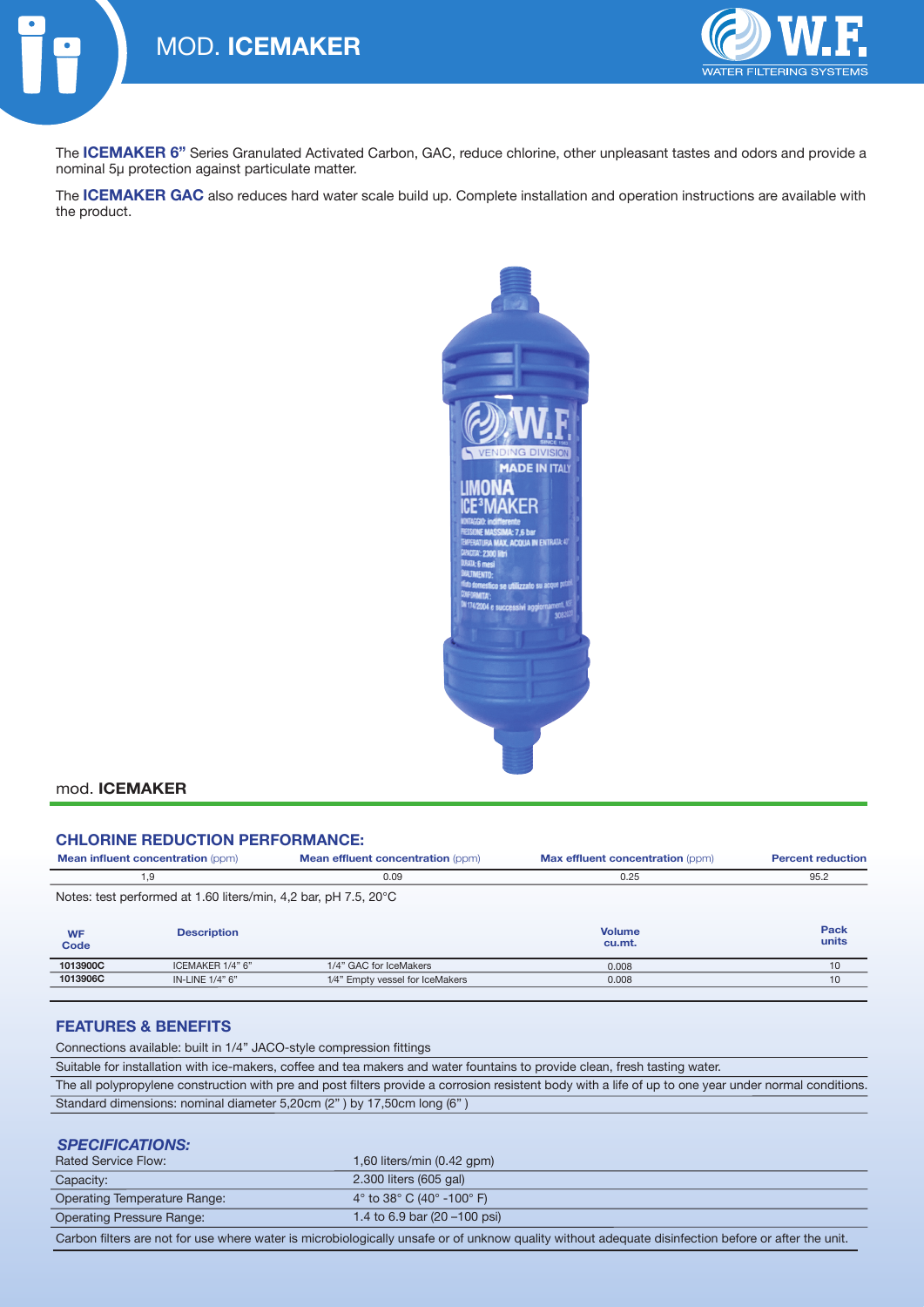# MOD. **ICEMAKER**

The **ICEMAKER 6"** Series Granulated Activated Carbon, GAC, reduce chlorine, other unpleasant tastes and odors and provide a nominal 5μ protection against particulate matter.

The **ICEMAKER GAC** also reduces hard water scale build up. Complete installation and operation instructions are available with the product.

mod. **ICEMAKER**

## CHLORINE REDUCTION PERFORMANCE:

| **Mean influent concentration** (ppm) | **Mean effluent concentration** (ppm) | **Max effluent concentration** (ppm) | **Percent reduction** |
|---|---|---|---|
| 1,9 | 0.09 | 0.25 | 95.2 |

Notes: test performed at 1.60 liters/min, 4,2 bar, pH 7.5, 20°C

| **WF Code** | **Description** | | **Volume cu.mt.** | **Pack units** |
|---|---|---|---|---|
| 1013900C | ICEMAKER 1/4" 6" | 1/4" GAC for IceMakers | 0.008 | 10 |
| 1013906C | IN-LINE 1/4" 6" | 1/4" Empty vessel for IceMakers | 0.008 | 10 |

## FEATURES & BENEFITS

Connections available: built in 1/4" JACO-style compression fittings

Suitable for installation with ice-makers, coffee and tea makers and water fountains to provide clean, fresh tasting water.

The all polypropylene construction with pre and post filters provide a corrosion resistent body with a life of up to one year under normal conditions.

Standard dimensions: nominal diameter 5,20cm (2" ) by 17,50cm long (6" )

## *SPECIFICATIONS:*

| | |
|---|---|
| Rated Service Flow: | 1,60 liters/min (0.42 gpm) |
| Capacity: | 2.300 liters (605 gal) |
| Operating Temperature Range: | 4° to 38° C (40° -100° F) |
| Operating Pressure Range: | 1.4 to 6.9 bar (20 –100 psi) |

Carbon filters are not for use where water is microbiologically unsafe or of unknow quality without adequate disinfection before or after the unit.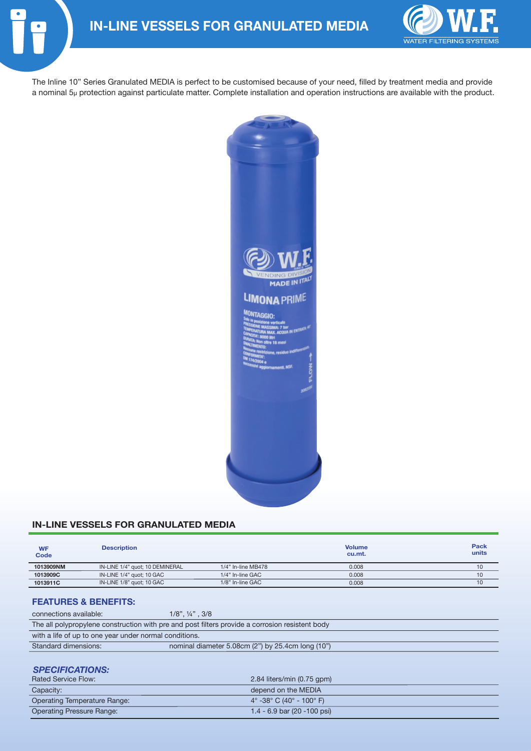# IN-LINE VESSELS FOR GRANULATED MEDIA

The Inline 10" Series Granulated MEDIA is perfect to be customised because of your need, filled by treatment media and provide a nominal 5μ protection against particulate matter. Complete installation and operation instructions are available with the product.

## IN-LINE VESSELS FOR GRANULATED MEDIA

| WF Code | Description | | Volume cu.mt. | Pack units |
|---|---|---|---|---|
| 1013909NM | IN-LINE 1/4" quot; 10 DEMINERAL | 1/4" In-line MB478 | 0.008 | 10 |
| 1013909C | IN-LINE 1/4" quot; 10 GAC | 1/4" In-line GAC | 0.008 | 10 |
| 1013911C | IN-LINE 1/8" quot; 10 GAC | 1/8" In-line GAC | 0.008 | 10 |

## FEATURES & BENEFITS:

| | |
|---|---|
| connections available: | 1/8", ¼" , 3/8 |
| The all polypropylene construction with pre and post filters provide a corrosion resistent body | |
| with a life of up to one year under normal conditions. | |
| Standard dimensions: | nominal diameter 5.08cm (2") by 25.4cm long (10") |

## *SPECIFICATIONS:*

| | |
|---|---|
| Rated Service Flow: | 2.84 liters/min (0.75 gpm) |
| Capacity: | depend on the MEDIA |
| Operating Temperature Range: | 4° -38° C (40° - 100° F) |
| Operating Pressure Range: | 1.4 - 6.9 bar (20 -100 psi) |